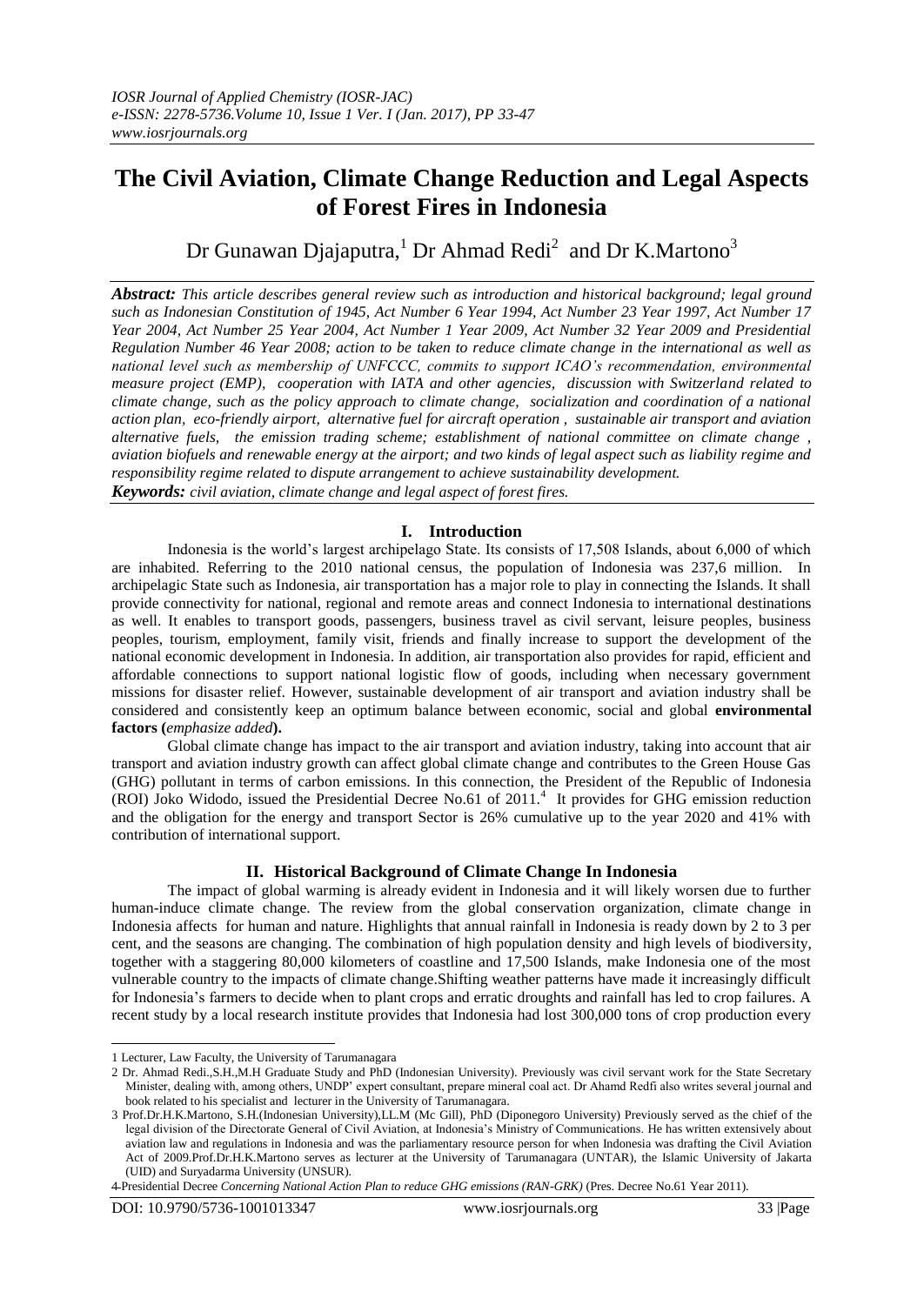# The Civil Aviation, Climate Change Reduction and Legal Aspects of Forest Fires in Indonesia

Dr Gunawan Djajaputra,[1] Dr Ahmad Redi[2] and Dr K.Martono[3]

***Abstract:*** *This article describes general review such as introduction and historical background; legal ground such as Indonesian Constitution of 1945, Act Number 6 Year 1994, Act Number 23 Year 1997, Act Number 17 Year 2004, Act Number 25 Year 2004, Act Number 1 Year 2009, Act Number 32 Year 2009 and Presidential Regulation Number 46 Year 2008; action to be taken to reduce climate change in the international as well as national level such as membership of UNFCCC, commits to support ICAO's recommendation, environmental measure project (EMP), cooperation with IATA and other agencies, discussion with Switzerland related to climate change, such as the policy approach to climate change, socialization and coordination of a national action plan, eco-friendly airport, alternative fuel for aircraft operation , sustainable air transport and aviation alternative fuels, the emission trading scheme; establishment of national committee on climate change , aviation biofuels and renewable energy at the airport; and two kinds of legal aspect such as liability regime and responsibility regime related to dispute arrangement to achieve sustainability development.*

***Keywords:*** *civil aviation, climate change and legal aspect of forest fires.*

## I. Introduction

Indonesia is the world's largest archipelago State. Its consists of 17,508 Islands, about 6,000 of which are inhabited. Referring to the 2010 national census, the population of Indonesia was 237,6 million. In archipelagic State such as Indonesia, air transportation has a major role to play in connecting the Islands. It shall provide connectivity for national, regional and remote areas and connect Indonesia to international destinations as well. It enables to transport goods, passengers, business travel as civil servant, leisure peoples, business peoples, tourism, employment, family visit, friends and finally increase to support the development of the national economic development in Indonesia. In addition, air transportation also provides for rapid, efficient and affordable connections to support national logistic flow of goods, including when necessary government missions for disaster relief. However, sustainable development of air transport and aviation industry shall be considered and consistently keep an optimum balance between economic, social and global **environmental factors (***emphasize added***).**

Global climate change has impact to the air transport and aviation industry, taking into account that air transport and aviation industry growth can affect global climate change and contributes to the Green House Gas (GHG) pollutant in terms of carbon emissions. In this connection, the President of the Republic of Indonesia (ROI) Joko Widodo, issued the Presidential Decree No.61 of 2011.[4] It provides for GHG emission reduction and the obligation for the energy and transport Sector is 26% cumulative up to the year 2020 and 41% with contribution of international support.

## II. Historical Background of Climate Change In Indonesia

The impact of global warming is already evident in Indonesia and it will likely worsen due to further human-induce climate change. The review from the global conservation organization, climate change in Indonesia affects for human and nature. Highlights that annual rainfall in Indonesia is ready down by 2 to 3 per cent, and the seasons are changing. The combination of high population density and high levels of biodiversity, together with a staggering 80,000 kilometers of coastline and 17,500 Islands, make Indonesia one of the most vulnerable country to the impacts of climate change.Shifting weather patterns have made it increasingly difficult for Indonesia's farmers to decide when to plant crops and erratic droughts and rainfall has led to crop failures. A recent study by a local research institute provides that Indonesia had lost 300,000 tons of crop production every

---

1 Lecturer, Law Faculty, the University of Tarumanagara

2 Dr. Ahmad Redi.,S.H.,M.H Graduate Study and PhD (Indonesian University). Previously was civil servant work for the State Secretary Minister, dealing with, among others, UNDP' expert consultant, prepare mineral coal act. Dr Ahamd Redfi also writes several journal and book related to his specialist and lecturer in the University of Tarumanagara.

3 Prof.Dr.H.K.Martono, S.H.(Indonesian University),LL.M (Mc Gill), PhD (Diponegoro University) Previously served as the chief of the legal division of the Directorate General of Civil Aviation, at Indonesia's Ministry of Communications. He has written extensively about aviation law and regulations in Indonesia and was the parliamentary resource person for when Indonesia was drafting the Civil Aviation Act of 2009.Prof.Dr.H.K.Martono serves as lecturer at the University of Tarumanagara (UNTAR), the Islamic University of Jakarta (UID) and Suryadarma University (UNSUR).

4 Presidential Decree *Concerning National Action Plan to reduce GHG emissions (RAN-GRK)* (Pres. Decree No.61 Year 2011).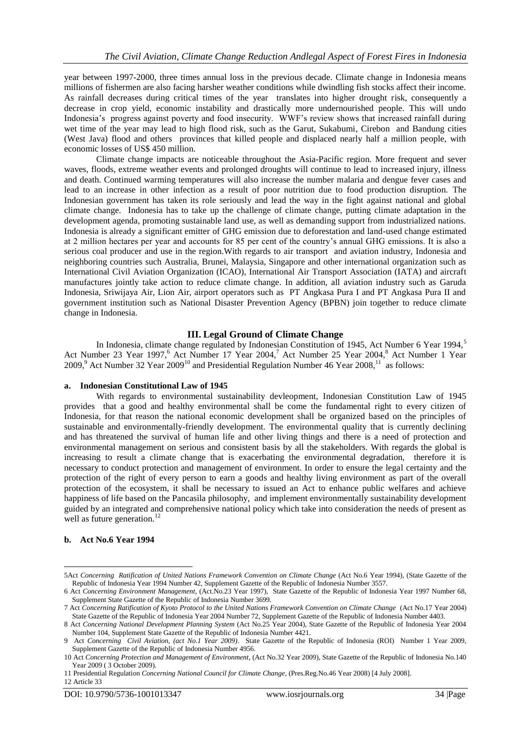year between 1997-2000, three times annual loss in the previous decade. Climate change in Indonesia means millions of fishermen are also facing harsher weather conditions while dwindling fish stocks affect their income. As rainfall decreases during critical times of the year translates into higher drought risk, consequently a decrease in crop yield, economic instability and drastically more undernourished people. This will undo Indonesia's progress against poverty and food insecurity. WWF's review shows that increased rainfall during wet time of the year may lead to high flood risk, such as the Garut, Sukabumi, Cirebon and Bandung cities (West Java) flood and others provinces that killed people and displaced nearly half a million people, with economic losses of US$ 450 million.

Climate change impacts are noticeable throughout the Asia-Pacific region. More frequent and sever waves, floods, extreme weather events and prolonged droughts will continue to lead to increased injury, illness and death. Continued warming temperatures will also increase the number malaria and dengue fever cases and lead to an increase in other infection as a result of poor nutrition due to food production disruption. The Indonesian government has taken its role seriously and lead the way in the fight against national and global climate change. Indonesia has to take up the challenge of climate change, putting climate adaptation in the development agenda, promoting sustainable land use, as well as demanding support from industrialized nations. Indonesia is already a significant emitter of GHG emission due to deforestation and land-used change estimated at 2 million hectares per year and accounts for 85 per cent of the country's annual GHG emissions. It is also a serious coal producer and use in the region.With regards to air transport and aviation industry, Indonesia and neighboring countries such Australia, Brunei, Malaysia, Singapore and other international organization such as International Civil Aviation Organization (ICAO), International Air Transport Association (IATA) and aircraft manufactures jointly take action to reduce climate change. In addition, all aviation industry such as Garuda Indonesia, Sriwijaya Air, Lion Air, airport operators such as PT Angkasa Pura I and PT Angkasa Pura II and government institution such as National Disaster Prevention Agency (BPBN) join together to reduce climate change in Indonesia.

## III. Legal Ground of Climate Change

In Indonesia, climate change regulated by Indonesian Constitution of 1945, Act Number 6 Year 1994,[5] Act Number 23 Year 1997,[6] Act Number 17 Year 2004,[7] Act Number 25 Year 2004,[8] Act Number 1 Year 2009,[9] Act Number 32 Year 2009[10] and Presidential Regulation Number 46 Year 2008,[11] as follows:

### a. Indonesian Constitutional Law of 1945

With regards to environmental sustainability devleopment, Indonesian Constitution Law of 1945 provides that a good and healthy environmental shall be come the fundamental right to every citizen of Indonesia, for that reason the national economic development shall be organized based on the principles of sustainable and environmentally-friendly development. The environmental quality that is currently declining and has threatened the survival of human life and other living things and there is a need of protection and environmental management on serious and consistent basis by all the stakeholders. With regards the global is increasing to result a climate change that is exacerbating the environmental degradation, therefore it is necessary to conduct protection and management of environment. In order to ensure the legal certainty and the protection of the right of every person to earn a goods and healthy living environment as part of the overall protection of the ecosystem, it shall be necessary to issued an Act to enhance public welfares and achieve happiness of life based on the Pancasila philosophy, and implement environmentally sustainability development guided by an integrated and comprehensive national policy which take into consideration the needs of present as well as future generation.[12]

### b. Act No.6 Year 1994

---

5Act *Concerning Ratification of United Nations Framework Convention on Climate Change* (Act No.6 Year 1994), (State Gazette of the Republic of Indonesia Year 1994 Number 42, Supplement Gazette of the Republic of Indonesia Number 3557.

6 Act *Concerning Environment Management*, (Act.No.23 Year 1997), State Gazette of the Republic of Indonesia Year 1997 Number 68, Supplement State Gazette of the Republic of Indonesia Number 3699.

7 Act *Concerning Ratification of Kyoto Protocol to the United Nations Framework Convention on Climate Change* (Act No.17 Year 2004) State Gazette of the Republic of Indonesia Year 2004 Number 72, Supplement Gazette of the Republic of Indonesia Number 4403.

8 Act *Concerning National Development Planning System* (Act No.25 Year 2004), State Gazette of the Republic of Indonesia Year 2004 Number 104, Supplement State Gazette of the Republic of Indonesia Number 4421.

9 Act *Concerning Civil Aviation, (act No.1 Year 2009)*. State Gazette of the Republic of Indonesia (ROI) Number 1 Year 2009, Supplement Gazette of the Republic of Indonesia Number 4956.

10 Act *Concerning Protection and Management of Environment*, (Act No.32 Year 2009), State Gazette of the Republic of Indonesia No.140 Year 2009 ( 3 October 2009).

11 Presidential Regulation *Concerning National Council for Climate Change*, (Pres.Reg.No.46 Year 2008) [4 July 2008].

12 Article 33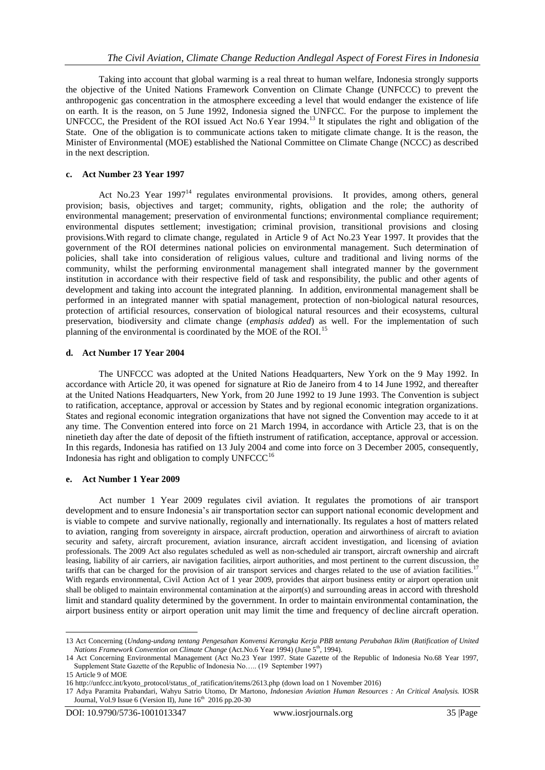Taking into account that global warming is a real threat to human welfare, Indonesia strongly supports the objective of the United Nations Framework Convention on Climate Change (UNFCCC) to prevent the anthropogenic gas concentration in the atmosphere exceeding a level that would endanger the existence of life on earth. It is the reason, on 5 June 1992, Indonesia signed the UNFCC. For the purpose to implement the UNFCCC, the President of the ROI issued Act No.6 Year 1994.[13] It stipulates the right and obligation of the State. One of the obligation is to communicate actions taken to mitigate climate change. It is the reason, the Minister of Environmental (MOE) established the National Committee on Climate Change (NCCC) as described in the next description.

#### c. Act Number 23 Year 1997

Act No.23 Year 1997[14] regulates environmental provisions. It provides, among others, general provision; basis, objectives and target; community, rights, obligation and the role; the authority of environmental management; preservation of environmental functions; environmental compliance requirement; environmental disputes settlement; investigation; criminal provision, transitional provisions and closing provisions.With regard to climate change, regulated in Article 9 of Act No.23 Year 1997. It provides that the government of the ROI determines national policies on environmental management. Such determination of policies, shall take into consideration of religious values, culture and traditional and living norms of the community, whilst the performing environmental management shall integrated manner by the government institution in accordance with their respective field of task and responsibility, the public and other agents of development and taking into account the integrated planning. In addition, environmental management shall be performed in an integrated manner with spatial management, protection of non-biological natural resources, protection of artificial resources, conservation of biological natural resources and their ecosystems, cultural preservation, biodiversity and climate change (*emphasis added*) as well. For the implementation of such planning of the environmental is coordinated by the MOE of the ROI.[15]

#### d. Act Number 17 Year 2004

The UNFCCC was adopted at the United Nations Headquarters, New York on the 9 May 1992. In accordance with Article 20, it was opened for signature at Rio de Janeiro from 4 to 14 June 1992, and thereafter at the United Nations Headquarters, New York, from 20 June 1992 to 19 June 1993. The Convention is subject to ratification, acceptance, approval or accession by States and by regional economic integration organizations. States and regional economic integration organizations that have not signed the Convention may accede to it at any time. The Convention entered into force on 21 March 1994, in accordance with Article 23, that is on the ninetieth day after the date of deposit of the fiftieth instrument of ratification, acceptance, approval or accession. In this regards, Indonesia has ratified on 13 July 2004 and come into force on 3 December 2005, consequently, Indonesia has right and obligation to comply UNFCCC[16]

#### e. Act Number 1 Year 2009

Act number 1 Year 2009 regulates civil aviation. It regulates the promotions of air transport development and to ensure Indonesia's air transportation sector can support national economic development and is viable to compete and survive nationally, regionally and internationally. Its regulates a host of matters related to aviation, ranging from sovereignty in airspace, aircraft production, operation and airworthiness of aircraft to aviation security and safety, aircraft procurement, aviation insurance, aircraft accident investigation, and licensing of aviation professionals. The 2009 Act also regulates scheduled as well as non-scheduled air transport, aircraft ownership and aircraft leasing, liability of air carriers, air navigation facilities, airport authorities, and most pertinent to the current discussion, the tariffs that can be charged for the provision of air transport services and charges related to the use of aviation facilities.[17] With regards environmental, Civil Action Act of 1 year 2009, provides that airport business entity or airport operation unit shall be obliged to maintain environmental contamination at the airport(s) and surrounding areas in accord with threshold limit and standard quality determined by the government. In order to maintain environmental contamination, the airport business entity or airport operation unit may limit the time and frequency of decline aircraft operation.

---

13 Act Concerning (*Undang-undang tentang Pengesahan Konvensi Kerangka Kerja PBB tentang Perubahan Iklim* (*Ratification of United Nations Framework Convention on Climate Change* (Act.No.6 Year 1994) (June 5th, 1994).

14 Act Concerning Environmental Management (Act No.23 Year 1997. State Gazette of the Republic of Indonesia No.68 Year 1997, Supplement State Gazette of the Republic of Indonesia No….. (19 September 1997)

15 Article 9 of MOE

16 http://unfccc.int/kyoto_protocol/status_of_ratification/items/2613.php (down load on 1 November 2016)

17 Adya Paramita Prabandari, Wahyu Satrio Utomo, Dr Martono, *Indonesian Aviation Human Resources : An Critical Analysis.* IOSR Journal, Vol.9 Issue 6 (Version II), June 16th 2016 pp.20-30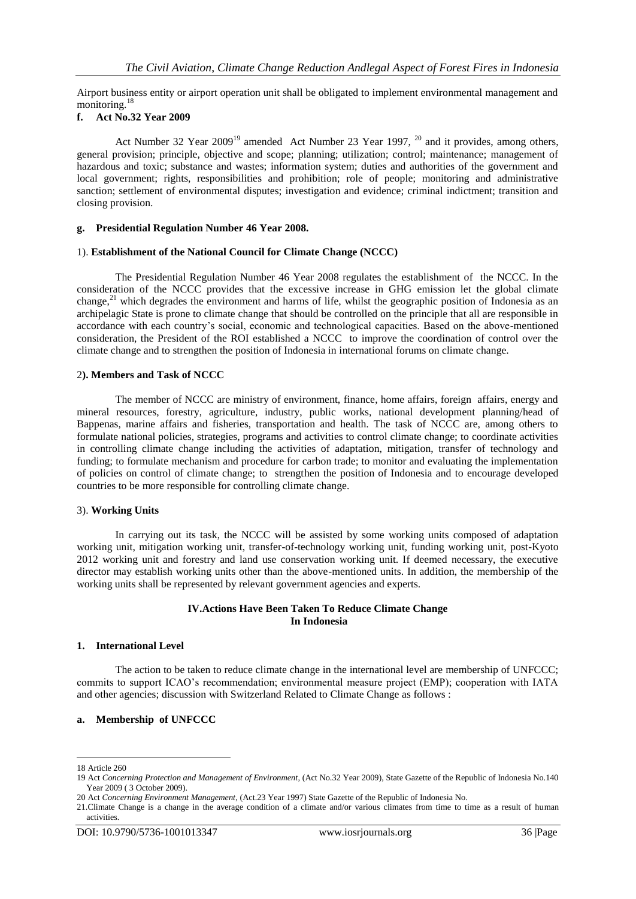Airport business entity or airport operation unit shall be obligated to implement environmental management and monitoring.[18]

**f. Act No.32 Year 2009**

Act Number 32 Year 2009[19] amended Act Number 23 Year 1997, [20] and it provides, among others, general provision; principle, objective and scope; planning; utilization; control; maintenance; management of hazardous and toxic; substance and wastes; information system; duties and authorities of the government and local government; rights, responsibilities and prohibition; role of people; monitoring and administrative sanction; settlement of environmental disputes; investigation and evidence; criminal indictment; transition and closing provision.

**g. Presidential Regulation Number 46 Year 2008.**

1). **Establishment of the National Council for Climate Change (NCCC)**

The Presidential Regulation Number 46 Year 2008 regulates the establishment of the NCCC. In the consideration of the NCCC provides that the excessive increase in GHG emission let the global climate change,[21] which degrades the environment and harms of life, whilst the geographic position of Indonesia as an archipelagic State is prone to climate change that should be controlled on the principle that all are responsible in accordance with each country's social, economic and technological capacities. Based on the above-mentioned consideration, the President of the ROI established a NCCC to improve the coordination of control over the climate change and to strengthen the position of Indonesia in international forums on climate change.

2**). Members and Task of NCCC**

The member of NCCC are ministry of environment, finance, home affairs, foreign affairs, energy and mineral resources, forestry, agriculture, industry, public works, national development planning/head of Bappenas, marine affairs and fisheries, transportation and health. The task of NCCC are, among others to formulate national policies, strategies, programs and activities to control climate change; to coordinate activities in controlling climate change including the activities of adaptation, mitigation, transfer of technology and funding; to formulate mechanism and procedure for carbon trade; to monitor and evaluating the implementation of policies on control of climate change; to strengthen the position of Indonesia and to encourage developed countries to be more responsible for controlling climate change.

3). **Working Units**

In carrying out its task, the NCCC will be assisted by some working units composed of adaptation working unit, mitigation working unit, transfer-of-technology working unit, funding working unit, post-Kyoto 2012 working unit and forestry and land use conservation working unit. If deemed necessary, the executive director may establish working units other than the above-mentioned units. In addition, the membership of the working units shall be represented by relevant government agencies and experts.

## IV.Actions Have Been Taken To Reduce Climate Change In Indonesia

### 1. International Level

The action to be taken to reduce climate change in the international level are membership of UNFCCC; commits to support ICAO's recommendation; environmental measure project (EMP); cooperation with IATA and other agencies; discussion with Switzerland Related to Climate Change as follows :

**a. Membership of UNFCCC**

---

18 Article 260

19 Act *Concerning Protection and Management of Environment*, (Act No.32 Year 2009), State Gazette of the Republic of Indonesia No.140 Year 2009 ( 3 October 2009).

20 Act *Concerning Environment Management*, (Act.23 Year 1997) State Gazette of the Republic of Indonesia No.

21.Climate Change is a change in the average condition of a climate and/or various climates from time to time as a result of human activities.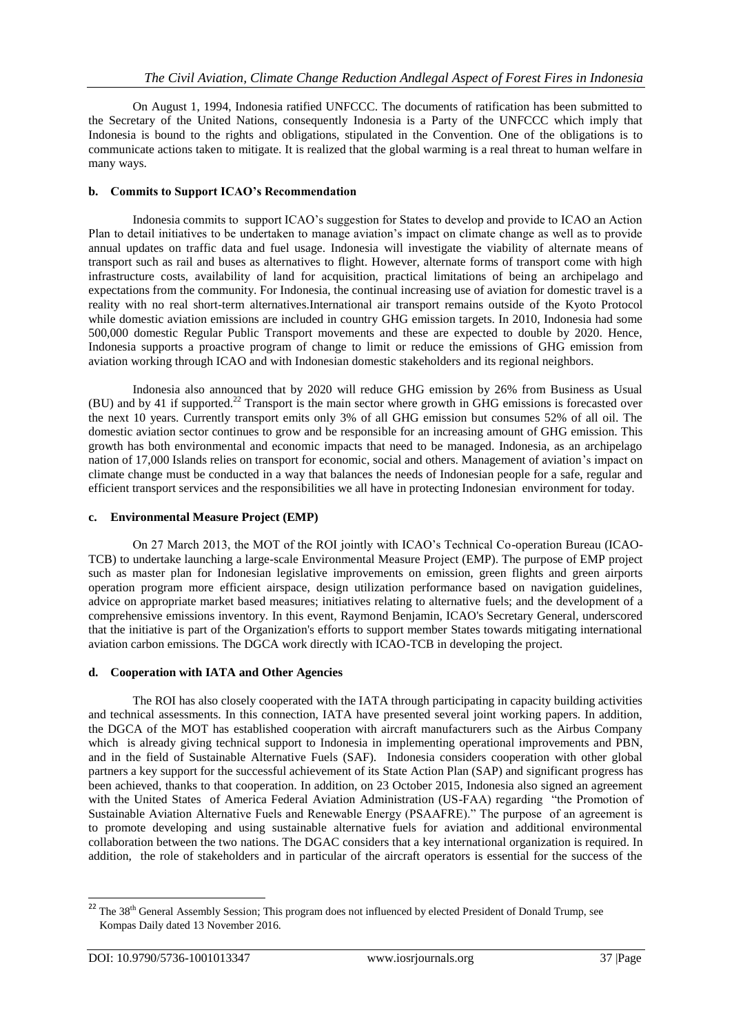On August 1, 1994, Indonesia ratified UNFCCC. The documents of ratification has been submitted to the Secretary of the United Nations, consequently Indonesia is a Party of the UNFCCC which imply that Indonesia is bound to the rights and obligations, stipulated in the Convention. One of the obligations is to communicate actions taken to mitigate. It is realized that the global warming is a real threat to human welfare in many ways.

**b. Commits to Support ICAO's Recommendation**

Indonesia commits to support ICAO's suggestion for States to develop and provide to ICAO an Action Plan to detail initiatives to be undertaken to manage aviation's impact on climate change as well as to provide annual updates on traffic data and fuel usage. Indonesia will investigate the viability of alternate means of transport such as rail and buses as alternatives to flight. However, alternate forms of transport come with high infrastructure costs, availability of land for acquisition, practical limitations of being an archipelago and expectations from the community. For Indonesia, the continual increasing use of aviation for domestic travel is a reality with no real short-term alternatives.International air transport remains outside of the Kyoto Protocol while domestic aviation emissions are included in country GHG emission targets. In 2010, Indonesia had some 500,000 domestic Regular Public Transport movements and these are expected to double by 2020. Hence, Indonesia supports a proactive program of change to limit or reduce the emissions of GHG emission from aviation working through ICAO and with Indonesian domestic stakeholders and its regional neighbors.

Indonesia also announced that by 2020 will reduce GHG emission by 26% from Business as Usual (BU) and by 41 if supported.[22] Transport is the main sector where growth in GHG emissions is forecasted over the next 10 years. Currently transport emits only 3% of all GHG emission but consumes 52% of all oil. The domestic aviation sector continues to grow and be responsible for an increasing amount of GHG emission. This growth has both environmental and economic impacts that need to be managed. Indonesia, as an archipelago nation of 17,000 Islands relies on transport for economic, social and others. Management of aviation's impact on climate change must be conducted in a way that balances the needs of Indonesian people for a safe, regular and efficient transport services and the responsibilities we all have in protecting Indonesian environment for today.

**c. Environmental Measure Project (EMP)**

On 27 March 2013, the MOT of the ROI jointly with ICAO's Technical Co-operation Bureau (ICAO-TCB) to undertake launching a large-scale Environmental Measure Project (EMP). The purpose of EMP project such as master plan for Indonesian legislative improvements on emission, green flights and green airports operation program more efficient airspace, design utilization performance based on navigation guidelines, advice on appropriate market based measures; initiatives relating to alternative fuels; and the development of a comprehensive emissions inventory. In this event, Raymond Benjamin, ICAO's Secretary General, underscored that the initiative is part of the Organization's efforts to support member States towards mitigating international aviation carbon emissions. The DGCA work directly with ICAO-TCB in developing the project.

**d. Cooperation with IATA and Other Agencies**

The ROI has also closely cooperated with the IATA through participating in capacity building activities and technical assessments. In this connection, IATA have presented several joint working papers. In addition, the DGCA of the MOT has established cooperation with aircraft manufacturers such as the Airbus Company which is already giving technical support to Indonesia in implementing operational improvements and PBN, and in the field of Sustainable Alternative Fuels (SAF). Indonesia considers cooperation with other global partners a key support for the successful achievement of its State Action Plan (SAP) and significant progress has been achieved, thanks to that cooperation. In addition, on 23 October 2015, Indonesia also signed an agreement with the United States of America Federal Aviation Administration (US-FAA) regarding "the Promotion of Sustainable Aviation Alternative Fuels and Renewable Energy (PSAAFRE)." The purpose of an agreement is to promote developing and using sustainable alternative fuels for aviation and additional environmental collaboration between the two nations. The DGAC considers that a key international organization is required. In addition, the role of stakeholders and in particular of the aircraft operators is essential for the success of the

---

[22] The 38th General Assembly Session; This program does not influenced by elected President of Donald Trump, see Kompas Daily dated 13 November 2016.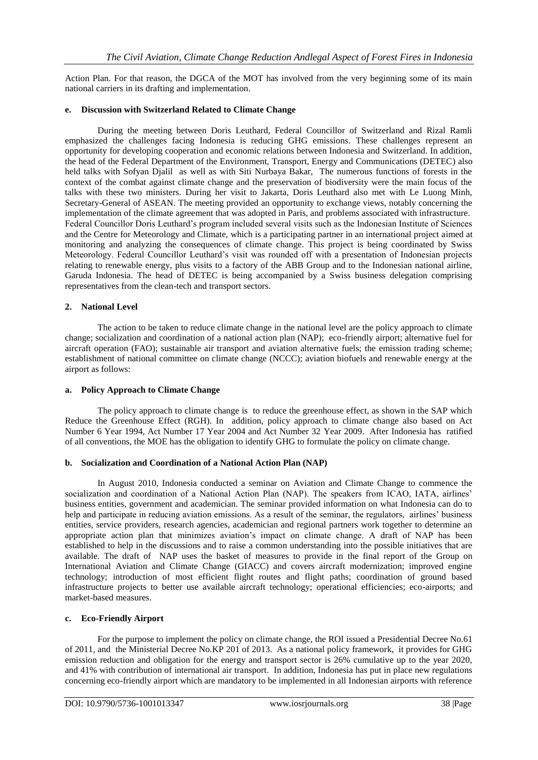Action Plan. For that reason, the DGCA of the MOT has involved from the very beginning some of its main national carriers in its drafting and implementation.

#### e. Discussion with Switzerland Related to Climate Change

During the meeting between Doris Leuthard, Federal Councillor of Switzerland and Rizal Ramli emphasized the challenges facing Indonesia is reducing GHG emissions. These challenges represent an opportunity for developing cooperation and economic relations between Indonesia and Switzerland. In addition, the head of the Federal Department of the Environment, Transport, Energy and Communications (DETEC) also held talks with Sofyan Djalil as well as with Siti Nurbaya Bakar, The numerous functions of forests in the context of the combat against climate change and the preservation of biodiversity were the main focus of the talks with these two ministers. During her visit to Jakarta, Doris Leuthard also met with Le Luong Minh, Secretary-General of ASEAN. The meeting provided an opportunity to exchange views, notably concerning the implementation of the climate agreement that was adopted in Paris, and problems associated with infrastructure. Federal Councillor Doris Leuthard's program included several visits such as the Indonesian Institute of Sciences and the Centre for Meteorology and Climate, which is a participating partner in an international project aimed at monitoring and analyzing the consequences of climate change. This project is being coordinated by Swiss Meteorology. Federal Councillor Leuthard's visit was rounded off with a presentation of Indonesian projects relating to renewable energy, plus visits to a factory of the ABB Group and to the Indonesian national airline, Garuda Indonesia. The head of DETEC is being accompanied by a Swiss business delegation comprising representatives from the clean-tech and transport sectors.

### 2. National Level

The action to be taken to reduce climate change in the national level are the policy approach to climate change; socialization and coordination of a national action plan (NAP); eco-friendly airport; alternative fuel for aircraft operation (FAO); sustainable air transport and aviation alternative fuels; the emission trading scheme; establishment of national committee on climate change (NCCC); aviation biofuels and renewable energy at the airport as follows:

#### a. Policy Approach to Climate Change

The policy approach to climate change is to reduce the greenhouse effect, as shown in the SAP which Reduce the Greenhouse Effect (RGH). In addition, policy approach to climate change also based on Act Number 6 Year 1994, Act Number 17 Year 2004 and Act Number 32 Year 2009. After Indonesia has ratified of all conventions, the MOE has the obligation to identify GHG to formulate the policy on climate change.

#### b. Socialization and Coordination of a National Action Plan (NAP)

In August 2010, Indonesia conducted a seminar on Aviation and Climate Change to commence the socialization and coordination of a National Action Plan (NAP). The speakers from ICAO, IATA, airlines' business entities, government and academician. The seminar provided information on what Indonesia can do to help and participate in reducing aviation emissions. As a result of the seminar, the regulators, airlines' business entities, service providers, research agencies, academician and regional partners work together to determine an appropriate action plan that minimizes aviation's impact on climate change. A draft of NAP has been established to help in the discussions and to raise a common understanding into the possible initiatives that are available. The draft of NAP uses the basket of measures to provide in the final report of the Group on International Aviation and Climate Change (GIACC) and covers aircraft modernization; improved engine technology; introduction of most efficient flight routes and flight paths; coordination of ground based infrastructure projects to better use available aircraft technology; operational efficiencies; eco-airports; and market-based measures.

#### c. Eco-Friendly Airport

For the purpose to implement the policy on climate change, the ROI issued a Presidential Decree No.61 of 2011, and the Ministerial Decree No.KP 201 of 2013. As a national policy framework, it provides for GHG emission reduction and obligation for the energy and transport sector is 26% cumulative up to the year 2020, and 41% with contribution of international air transport. In addition, Indonesia has put in place new regulations concerning eco-friendly airport which are mandatory to be implemented in all Indonesian airports with reference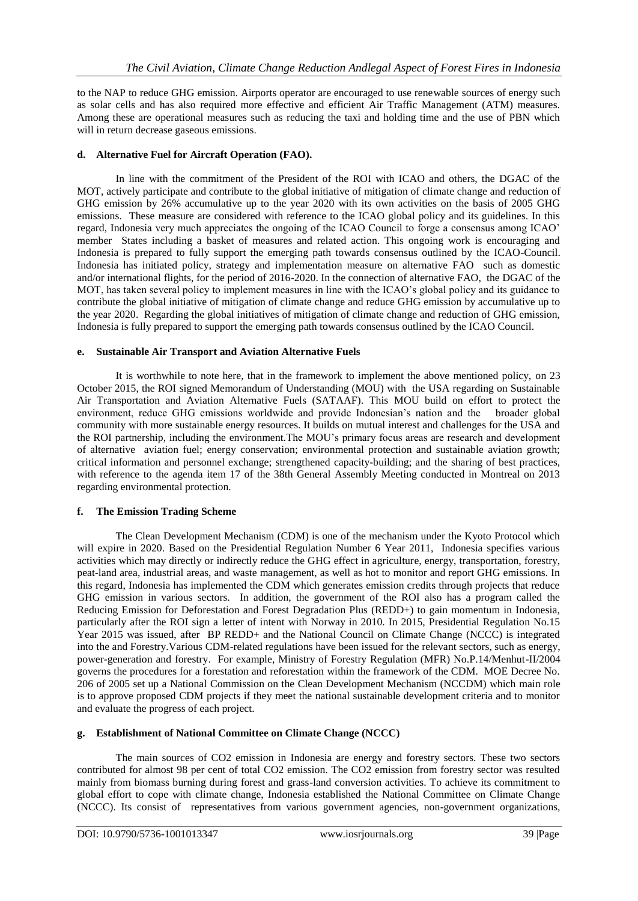to the NAP to reduce GHG emission. Airports operator are encouraged to use renewable sources of energy such as solar cells and has also required more effective and efficient Air Traffic Management (ATM) measures. Among these are operational measures such as reducing the taxi and holding time and the use of PBN which will in return decrease gaseous emissions.

### d. Alternative Fuel for Aircraft Operation (FAO).

In line with the commitment of the President of the ROI with ICAO and others, the DGAC of the MOT, actively participate and contribute to the global initiative of mitigation of climate change and reduction of GHG emission by 26% accumulative up to the year 2020 with its own activities on the basis of 2005 GHG emissions. These measure are considered with reference to the ICAO global policy and its guidelines. In this regard, Indonesia very much appreciates the ongoing of the ICAO Council to forge a consensus among ICAO' member States including a basket of measures and related action. This ongoing work is encouraging and Indonesia is prepared to fully support the emerging path towards consensus outlined by the ICAO-Council. Indonesia has initiated policy, strategy and implementation measure on alternative FAO such as domestic and/or international flights, for the period of 2016-2020. In the connection of alternative FAO, the DGAC of the MOT, has taken several policy to implement measures in line with the ICAO's global policy and its guidance to contribute the global initiative of mitigation of climate change and reduce GHG emission by accumulative up to the year 2020. Regarding the global initiatives of mitigation of climate change and reduction of GHG emission, Indonesia is fully prepared to support the emerging path towards consensus outlined by the ICAO Council.

### e. Sustainable Air Transport and Aviation Alternative Fuels

It is worthwhile to note here, that in the framework to implement the above mentioned policy, on 23 October 2015, the ROI signed Memorandum of Understanding (MOU) with the USA regarding on Sustainable Air Transportation and Aviation Alternative Fuels (SATAAF). This MOU build on effort to protect the environment, reduce GHG emissions worldwide and provide Indonesian's nation and the broader global community with more sustainable energy resources. It builds on mutual interest and challenges for the USA and the ROI partnership, including the environment.The MOU's primary focus areas are research and development of alternative aviation fuel; energy conservation; environmental protection and sustainable aviation growth; critical information and personnel exchange; strengthened capacity-building; and the sharing of best practices, with reference to the agenda item 17 of the 38th General Assembly Meeting conducted in Montreal on 2013 regarding environmental protection.

### f. The Emission Trading Scheme

The Clean Development Mechanism (CDM) is one of the mechanism under the Kyoto Protocol which will expire in 2020. Based on the Presidential Regulation Number 6 Year 2011, Indonesia specifies various activities which may directly or indirectly reduce the GHG effect in agriculture, energy, transportation, forestry, peat-land area, industrial areas, and waste management, as well as hot to monitor and report GHG emissions. In this regard, Indonesia has implemented the CDM which generates emission credits through projects that reduce GHG emission in various sectors. In addition, the government of the ROI also has a program called the Reducing Emission for Deforestation and Forest Degradation Plus (REDD+) to gain momentum in Indonesia, particularly after the ROI sign a letter of intent with Norway in 2010. In 2015, Presidential Regulation No.15 Year 2015 was issued, after BP REDD+ and the National Council on Climate Change (NCCC) is integrated into the and Forestry.Various CDM-related regulations have been issued for the relevant sectors, such as energy, power-generation and forestry. For example, Ministry of Forestry Regulation (MFR) No.P.14/Menhut-II/2004 governs the procedures for a forestation and reforestation within the framework of the CDM. MOE Decree No. 206 of 2005 set up a National Commission on the Clean Development Mechanism (NCCDM) which main role is to approve proposed CDM projects if they meet the national sustainable development criteria and to monitor and evaluate the progress of each project.

### g. Establishment of National Committee on Climate Change (NCCC)

The main sources of $CO_2$ emission in Indonesia are energy and forestry sectors. These two sectors contributed for almost 98 per cent of total $CO_2$ emission. The $CO_2$ emission from forestry sector was resulted mainly from biomass burning during forest and grass-land conversion activities. To achieve its commitment to global effort to cope with climate change, Indonesia established the National Committee on Climate Change (NCCC). Its consist of representatives from various government agencies, non-government organizations,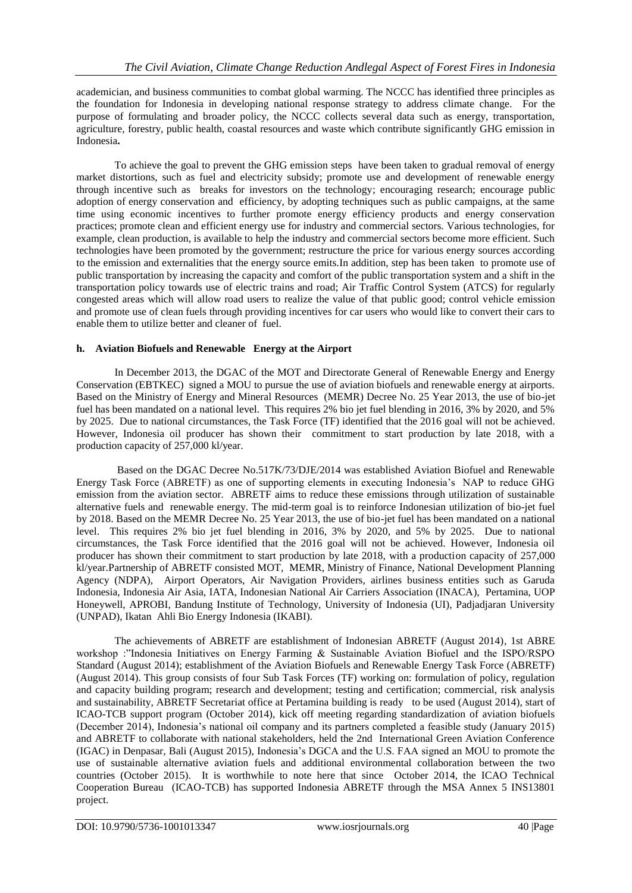academician, and business communities to combat global warming. The NCCC has identified three principles as the foundation for Indonesia in developing national response strategy to address climate change. For the purpose of formulating and broader policy, the NCCC collects several data such as energy, transportation, agriculture, forestry, public health, coastal resources and waste which contribute significantly GHG emission in Indonesia**.**

To achieve the goal to prevent the GHG emission steps have been taken to gradual removal of energy market distortions, such as fuel and electricity subsidy; promote use and development of renewable energy through incentive such as breaks for investors on the technology; encouraging research; encourage public adoption of energy conservation and efficiency, by adopting techniques such as public campaigns, at the same time using economic incentives to further promote energy efficiency products and energy conservation practices; promote clean and efficient energy use for industry and commercial sectors. Various technologies, for example, clean production, is available to help the industry and commercial sectors become more efficient. Such technologies have been promoted by the government; restructure the price for various energy sources according to the emission and externalities that the energy source emits.In addition, step has been taken to promote use of public transportation by increasing the capacity and comfort of the public transportation system and a shift in the transportation policy towards use of electric trains and road; Air Traffic Control System (ATCS) for regularly congested areas which will allow road users to realize the value of that public good; control vehicle emission and promote use of clean fuels through providing incentives for car users who would like to convert their cars to enable them to utilize better and cleaner of fuel.

### h. Aviation Biofuels and Renewable Energy at the Airport

In December 2013, the DGAC of the MOT and Directorate General of Renewable Energy and Energy Conservation (EBTKEC) signed a MOU to pursue the use of aviation biofuels and renewable energy at airports. Based on the Ministry of Energy and Mineral Resources (MEMR) Decree No. 25 Year 2013, the use of bio-jet fuel has been mandated on a national level. This requires 2% bio jet fuel blending in 2016, 3% by 2020, and 5% by 2025. Due to national circumstances, the Task Force (TF) identified that the 2016 goal will not be achieved. However, Indonesia oil producer has shown their commitment to start production by late 2018, with a production capacity of 257,000 kl/year.

Based on the DGAC Decree No.517K/73/DJE/2014 was established Aviation Biofuel and Renewable Energy Task Force (ABRETF) as one of supporting elements in executing Indonesia's NAP to reduce GHG emission from the aviation sector. ABRETF aims to reduce these emissions through utilization of sustainable alternative fuels and renewable energy. The mid-term goal is to reinforce Indonesian utilization of bio-jet fuel by 2018. Based on the MEMR Decree No. 25 Year 2013, the use of bio-jet fuel has been mandated on a national level. This requires 2% bio jet fuel blending in 2016, 3% by 2020, and 5% by 2025. Due to national circumstances, the Task Force identified that the 2016 goal will not be achieved. However, Indonesia oil producer has shown their commitment to start production by late 2018, with a production capacity of 257,000 kl/year.Partnership of ABRETF consisted MOT, MEMR, Ministry of Finance, National Development Planning Agency (NDPA), Airport Operators, Air Navigation Providers, airlines business entities such as Garuda Indonesia, Indonesia Air Asia, IATA, Indonesian National Air Carriers Association (INACA), Pertamina, UOP Honeywell, APROBI, Bandung Institute of Technology, University of Indonesia (UI), Padjadjaran University (UNPAD), Ikatan Ahli Bio Energy Indonesia (IKABI).

The achievements of ABRETF are establishment of Indonesian ABRETF (August 2014), 1st ABRE workshop :"Indonesia Initiatives on Energy Farming & Sustainable Aviation Biofuel and the ISPO/RSPO Standard (August 2014); establishment of the Aviation Biofuels and Renewable Energy Task Force (ABRETF) (August 2014). This group consists of four Sub Task Forces (TF) working on: formulation of policy, regulation and capacity building program; research and development; testing and certification; commercial, risk analysis and sustainability, ABRETF Secretariat office at Pertamina building is ready to be used (August 2014), start of ICAO-TCB support program (October 2014), kick off meeting regarding standardization of aviation biofuels (December 2014), Indonesia's national oil company and its partners completed a feasible study (January 2015) and ABRETF to collaborate with national stakeholders, held the 2nd International Green Aviation Conference (IGAC) in Denpasar, Bali (August 2015), Indonesia's DGCA and the U.S. FAA signed an MOU to promote the use of sustainable alternative aviation fuels and additional environmental collaboration between the two countries (October 2015). It is worthwhile to note here that since October 2014, the ICAO Technical Cooperation Bureau (ICAO-TCB) has supported Indonesia ABRETF through the MSA Annex 5 INS13801 project.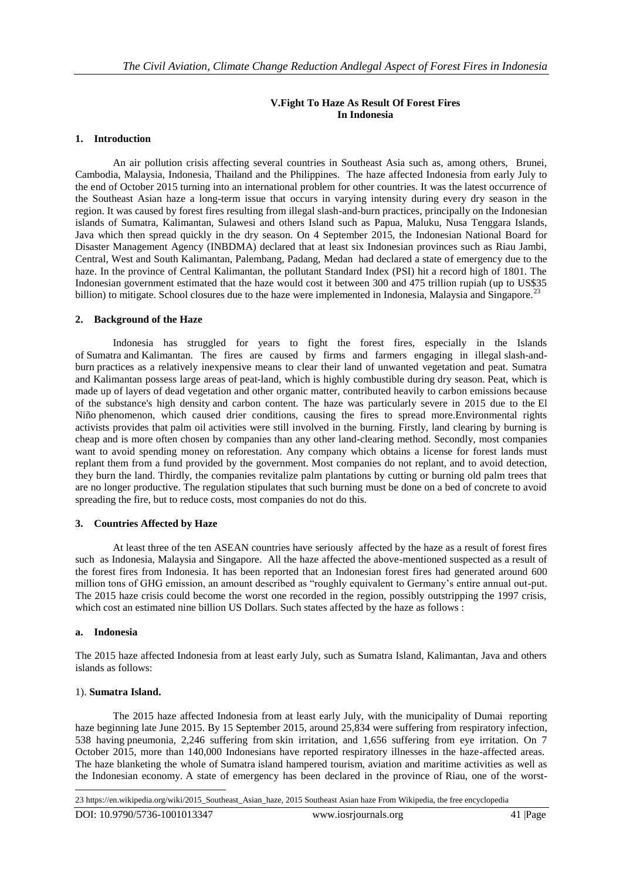## V. Fight To Haze As Result Of Forest Fires In Indonesia

### 1. Introduction

An air pollution crisis affecting several countries in Southeast Asia such as, among others, Brunei, Cambodia, Malaysia, Indonesia, Thailand and the Philippines. The haze affected Indonesia from early July to the end of October 2015 turning into an international problem for other countries. It was the latest occurrence of the Southeast Asian haze a long-term issue that occurs in varying intensity during every dry season in the region. It was caused by forest fires resulting from illegal slash-and-burn practices, principally on the Indonesian islands of Sumatra, Kalimantan, Sulawesi and others Island such as Papua, Maluku, Nusa Tenggara Islands, Java which then spread quickly in the dry season. On 4 September 2015, the Indonesian National Board for Disaster Management Agency (INBDMA) declared that at least six Indonesian provinces such as Riau Jambi, Central, West and South Kalimantan, Palembang, Padang, Medan had declared a state of emergency due to the haze. In the province of Central Kalimantan, the pollutant Standard Index (PSI) hit a record high of 1801. The Indonesian government estimated that the haze would cost it between 300 and 475 trillion rupiah (up to US$35 billion) to mitigate. School closures due to the haze were implemented in Indonesia, Malaysia and Singapore.[23]

### 2. Background of the Haze

Indonesia has struggled for years to fight the forest fires, especially in the Islands of Sumatra and Kalimantan. The fires are caused by firms and farmers engaging in illegal slash-and-burn practices as a relatively inexpensive means to clear their land of unwanted vegetation and peat. Sumatra and Kalimantan possess large areas of peat-land, which is highly combustible during dry season. Peat, which is made up of layers of dead vegetation and other organic matter, contributed heavily to carbon emissions because of the substance's high density and carbon content. The haze was particularly severe in 2015 due to the El Niño phenomenon, which caused drier conditions, causing the fires to spread more.Environmental rights activists provides that palm oil activities were still involved in the burning. Firstly, land clearing by burning is cheap and is more often chosen by companies than any other land-clearing method. Secondly, most companies want to avoid spending money on reforestation. Any company which obtains a license for forest lands must replant them from a fund provided by the government. Most companies do not replant, and to avoid detection, they burn the land. Thirdly, the companies revitalize palm plantations by cutting or burning old palm trees that are no longer productive. The regulation stipulates that such burning must be done on a bed of concrete to avoid spreading the fire, but to reduce costs, most companies do not do this.

### 3. Countries Affected by Haze

At least three of the ten ASEAN countries have seriously affected by the haze as a result of forest fires such as Indonesia, Malaysia and Singapore. All the haze affected the above-mentioned suspected as a result of the forest fires from Indonesia. It has been reported that an Indonesian forest fires had generated around 600 million tons of GHG emission, an amount described as "roughly equivalent to Germany's entire annual out-put. The 2015 haze crisis could become the worst one recorded in the region, possibly outstripping the 1997 crisis, which cost an estimated nine billion US Dollars. Such states affected by the haze as follows :

#### a. Indonesia

The 2015 haze affected Indonesia from at least early July, such as Sumatra Island, Kalimantan, Java and others islands as follows:

1). **Sumatra Island.**

The 2015 haze affected Indonesia from at least early July, with the municipality of Dumai reporting haze beginning late June 2015. By 15 September 2015, around 25,834 were suffering from respiratory infection, 538 having pneumonia, 2,246 suffering from skin irritation, and 1,656 suffering from eye irritation. On 7 October 2015, more than 140,000 Indonesians have reported respiratory illnesses in the haze-affected areas. The haze blanketing the whole of Sumatra island hampered tourism, aviation and maritime activities as well as the Indonesian economy. A state of emergency has been declared in the province of Riau, one of the worst-

---

23 https://en.wikipedia.org/wiki/2015_Southeast_Asian_haze, 2015 Southeast Asian haze From Wikipedia, the free encyclopedia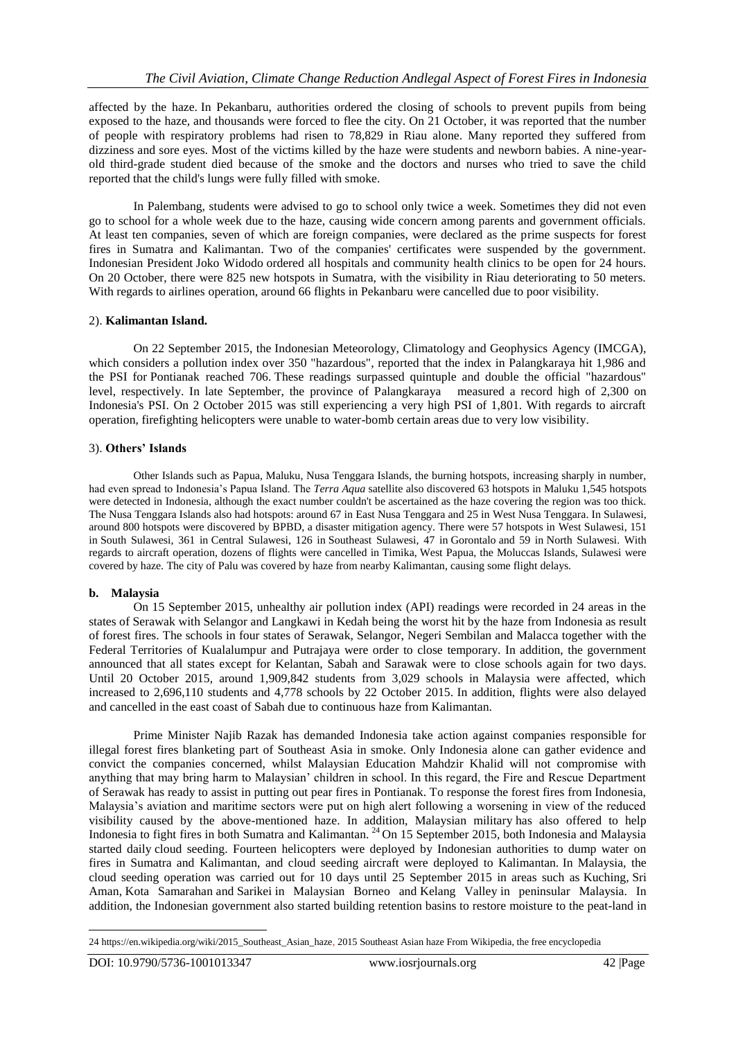affected by the haze. In Pekanbaru, authorities ordered the closing of schools to prevent pupils from being exposed to the haze, and thousands were forced to flee the city. On 21 October, it was reported that the number of people with respiratory problems had risen to 78,829 in Riau alone. Many reported they suffered from dizziness and sore eyes. Most of the victims killed by the haze were students and newborn babies. A nine-year-old third-grade student died because of the smoke and the doctors and nurses who tried to save the child reported that the child's lungs were fully filled with smoke.

In Palembang, students were advised to go to school only twice a week. Sometimes they did not even go to school for a whole week due to the haze, causing wide concern among parents and government officials. At least ten companies, seven of which are foreign companies, were declared as the prime suspects for forest fires in Sumatra and Kalimantan. Two of the companies' certificates were suspended by the government. Indonesian President Joko Widodo ordered all hospitals and community health clinics to be open for 24 hours. On 20 October, there were 825 new hotspots in Sumatra, with the visibility in Riau deteriorating to 50 meters. With regards to airlines operation, around 66 flights in Pekanbaru were cancelled due to poor visibility.

### 2). **Kalimantan Island.**

On 22 September 2015, the Indonesian Meteorology, Climatology and Geophysics Agency (IMCGA), which considers a pollution index over 350 "hazardous", reported that the index in Palangkaraya hit 1,986 and the PSI for Pontianak reached 706. These readings surpassed quintuple and double the official "hazardous" level, respectively. In late September, the province of Palangkaraya measured a record high of 2,300 on Indonesia's PSI. On 2 October 2015 was still experiencing a very high PSI of 1,801. With regards to aircraft operation, firefighting helicopters were unable to water-bomb certain areas due to very low visibility.

### 3). **Others' Islands**

Other Islands such as Papua, Maluku, Nusa Tenggara Islands, the burning hotspots, increasing sharply in number, had even spread to Indonesia's Papua Island. The *Terra Aqua* satellite also discovered 63 hotspots in Maluku 1,545 hotspots were detected in Indonesia, although the exact number couldn't be ascertained as the haze covering the region was too thick. The Nusa Tenggara Islands also had hotspots: around 67 in East Nusa Tenggara and 25 in West Nusa Tenggara. In Sulawesi, around 800 hotspots were discovered by BPBD, a disaster mitigation agency. There were 57 hotspots in West Sulawesi, 151 in South Sulawesi, 361 in Central Sulawesi, 126 in Southeast Sulawesi, 47 in Gorontalo and 59 in North Sulawesi. With regards to aircraft operation, dozens of flights were cancelled in Timika, West Papua, the Moluccas Islands, Sulawesi were covered by haze. The city of Palu was covered by haze from nearby Kalimantan, causing some flight delays.

### b. **Malaysia**

On 15 September 2015, unhealthy air pollution index (API) readings were recorded in 24 areas in the states of Serawak with Selangor and Langkawi in Kedah being the worst hit by the haze from Indonesia as result of forest fires. The schools in four states of Serawak, Selangor, Negeri Sembilan and Malacca together with the Federal Territories of Kualalumpur and Putrajaya were order to close temporary. In addition, the government announced that all states except for Kelantan, Sabah and Sarawak were to close schools again for two days. Until 20 October 2015, around 1,909,842 students from 3,029 schools in Malaysia were affected, which increased to 2,696,110 students and 4,778 schools by 22 October 2015. In addition, flights were also delayed and cancelled in the east coast of Sabah due to continuous haze from Kalimantan.

Prime Minister Najib Razak has demanded Indonesia take action against companies responsible for illegal forest fires blanketing part of Southeast Asia in smoke. Only Indonesia alone can gather evidence and convict the companies concerned, whilst Malaysian Education Mahdzir Khalid will not compromise with anything that may bring harm to Malaysian' children in school. In this regard, the Fire and Rescue Department of Serawak has ready to assist in putting out pear fires in Pontianak. To response the forest fires from Indonesia, Malaysia's aviation and maritime sectors were put on high alert following a worsening in view of the reduced visibility caused by the above-mentioned haze. In addition, Malaysian military has also offered to help Indonesia to fight fires in both Sumatra and Kalimantan. [24] On 15 September 2015, both Indonesia and Malaysia started daily cloud seeding. Fourteen helicopters were deployed by Indonesian authorities to dump water on fires in Sumatra and Kalimantan, and cloud seeding aircraft were deployed to Kalimantan. In Malaysia, the cloud seeding operation was carried out for 10 days until 25 September 2015 in areas such as Kuching, Sri Aman, Kota Samarahan and Sarikei in Malaysian Borneo and Kelang Valley in peninsular Malaysia. In addition, the Indonesian government also started building retention basins to restore moisture to the peat-land in

24 https://en.wikipedia.org/wiki/2015_Southeast_Asian_haze, 2015 Southeast Asian haze From Wikipedia, the free encyclopedia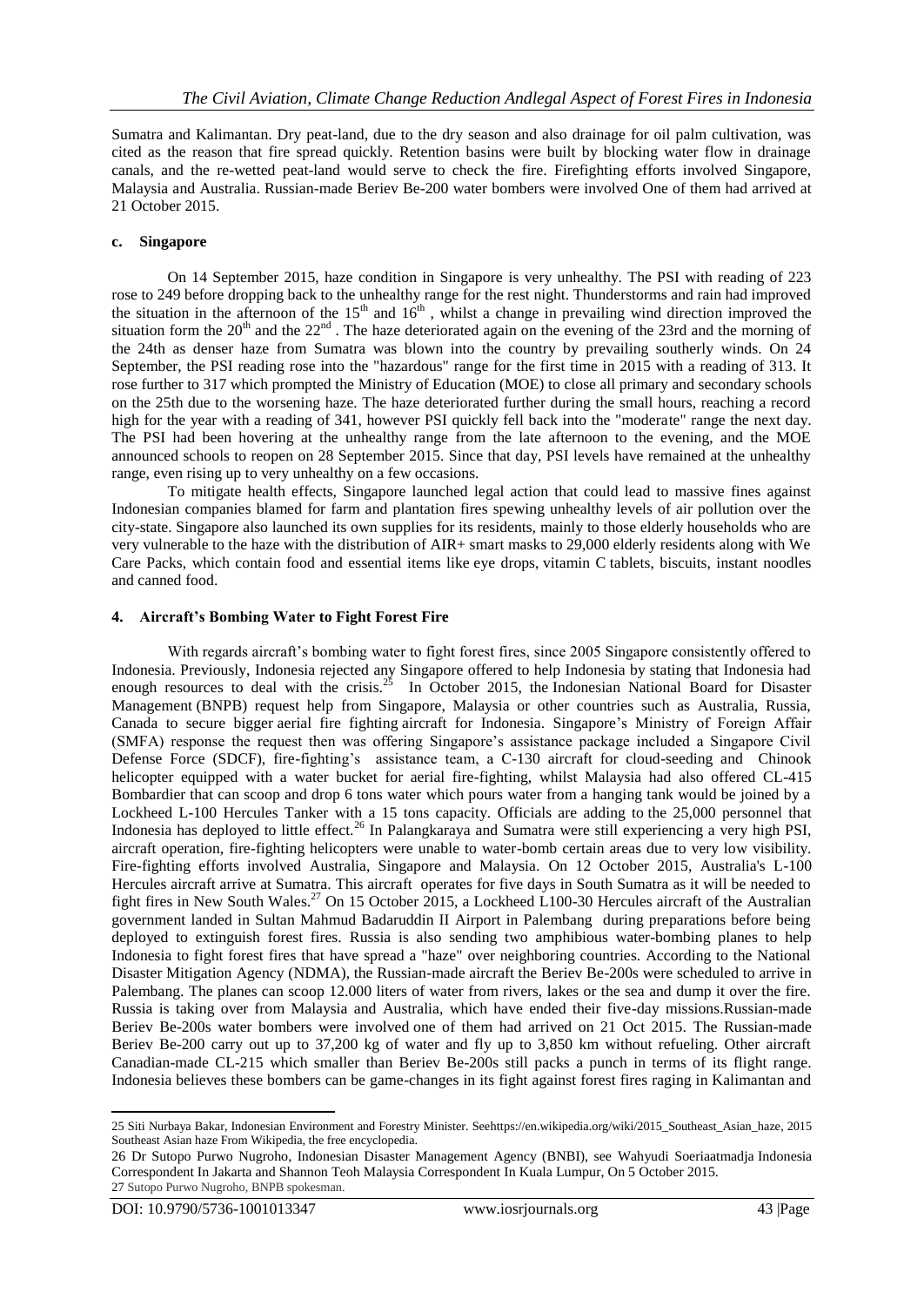Sumatra and Kalimantan. Dry peat-land, due to the dry season and also drainage for oil palm cultivation, was cited as the reason that fire spread quickly. Retention basins were built by blocking water flow in drainage canals, and the re-wetted peat-land would serve to check the fire. Firefighting efforts involved Singapore, Malaysia and Australia. Russian-made Beriev Be-200 water bombers were involved One of them had arrived at 21 October 2015.

### c. Singapore

On 14 September 2015, haze condition in Singapore is very unhealthy. The PSI with reading of 223 rose to 249 before dropping back to the unhealthy range for the rest night. Thunderstorms and rain had improved the situation in the afternoon of the 15th and 16th , whilst a change in prevailing wind direction improved the situation form the 20th and the 22nd . The haze deteriorated again on the evening of the 23rd and the morning of the 24th as denser haze from Sumatra was blown into the country by prevailing southerly winds. On 24 September, the PSI reading rose into the "hazardous" range for the first time in 2015 with a reading of 313. It rose further to 317 which prompted the Ministry of Education (MOE) to close all primary and secondary schools on the 25th due to the worsening haze. The haze deteriorated further during the small hours, reaching a record high for the year with a reading of 341, however PSI quickly fell back into the "moderate" range the next day. The PSI had been hovering at the unhealthy range from the late afternoon to the evening, and the MOE announced schools to reopen on 28 September 2015. Since that day, PSI levels have remained at the unhealthy range, even rising up to very unhealthy on a few occasions.

To mitigate health effects, Singapore launched legal action that could lead to massive fines against Indonesian companies blamed for farm and plantation fires spewing unhealthy levels of air pollution over the city-state. Singapore also launched its own supplies for its residents, mainly to those elderly households who are very vulnerable to the haze with the distribution of AIR+ smart masks to 29,000 elderly residents along with We Care Packs, which contain food and essential items like eye drops, vitamin C tablets, biscuits, instant noodles and canned food.

## 4. Aircraft's Bombing Water to Fight Forest Fire

With regards aircraft's bombing water to fight forest fires, since 2005 Singapore consistently offered to Indonesia. Previously, Indonesia rejected any Singapore offered to help Indonesia by stating that Indonesia had enough resources to deal with the crisis.[25] In October 2015, the Indonesian National Board for Disaster Management (BNPB) request help from Singapore, Malaysia or other countries such as Australia, Russia, Canada to secure bigger aerial fire fighting aircraft for Indonesia. Singapore's Ministry of Foreign Affair (SMFA) response the request then was offering Singapore's assistance package included a Singapore Civil Defense Force (SDCF), fire-fighting's assistance team, a C-130 aircraft for cloud-seeding and Chinook helicopter equipped with a water bucket for aerial fire-fighting, whilst Malaysia had also offered CL-415 Bombardier that can scoop and drop 6 tons water which pours water from a hanging tank would be joined by a Lockheed L-100 Hercules Tanker with a 15 tons capacity. Officials are adding to the 25,000 personnel that Indonesia has deployed to little effect.[26] In Palangkaraya and Sumatra were still experiencing a very high PSI, aircraft operation, fire-fighting helicopters were unable to water-bomb certain areas due to very low visibility. Fire-fighting efforts involved Australia, Singapore and Malaysia. On 12 October 2015, Australia's L-100 Hercules aircraft arrive at Sumatra. This aircraft operates for five days in South Sumatra as it will be needed to fight fires in New South Wales.[27] On 15 October 2015, a Lockheed L100-30 Hercules aircraft of the Australian government landed in Sultan Mahmud Badaruddin II Airport in Palembang during preparations before being deployed to extinguish forest fires. Russia is also sending two amphibious water-bombing planes to help Indonesia to fight forest fires that have spread a "haze" over neighboring countries. According to the National Disaster Mitigation Agency (NDMA), the Russian-made aircraft the Beriev Be-200s were scheduled to arrive in Palembang. The planes can scoop 12.000 liters of water from rivers, lakes or the sea and dump it over the fire. Russia is taking over from Malaysia and Australia, which have ended their five-day missions.Russian-made Beriev Be-200s water bombers were involved one of them had arrived on 21 Oct 2015. The Russian-made Beriev Be-200 carry out up to 37,200 kg of water and fly up to 3,850 km without refueling. Other aircraft Canadian-made CL-215 which smaller than Beriev Be-200s still packs a punch in terms of its flight range. Indonesia believes these bombers can be game-changes in its fight against forest fires raging in Kalimantan and

---

25 Siti Nurbaya Bakar, Indonesian Environment and Forestry Minister. Seehttps://en.wikipedia.org/wiki/2015_Southeast_Asian_haze, 2015 Southeast Asian haze From Wikipedia, the free encyclopedia.

26 Dr Sutopo Purwo Nugroho, Indonesian Disaster Management Agency (BNBI), see Wahyudi Soeriaatmadja Indonesia Correspondent In Jakarta and Shannon Teoh Malaysia Correspondent In Kuala Lumpur, On 5 October 2015.

27 Sutopo Purwo Nugroho, BNPB spokesman.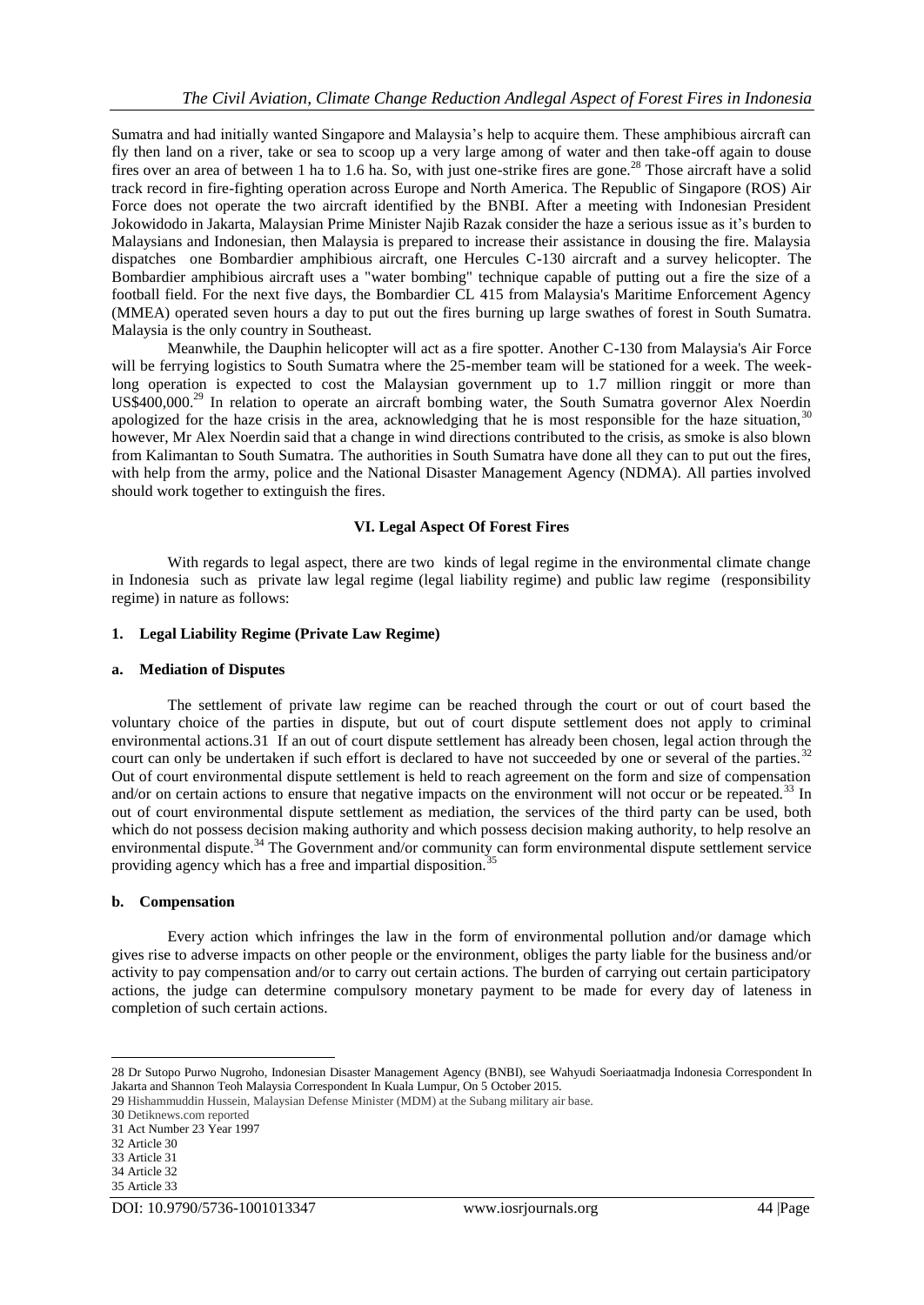Sumatra and had initially wanted Singapore and Malaysia's help to acquire them. These amphibious aircraft can fly then land on a river, take or sea to scoop up a very large among of water and then take-off again to douse fires over an area of between 1 ha to 1.6 ha. So, with just one-strike fires are gone.[28] Those aircraft have a solid track record in fire-fighting operation across Europe and North America. The Republic of Singapore (ROS) Air Force does not operate the two aircraft identified by the BNBI. After a meeting with Indonesian President Jokowidodo in Jakarta, Malaysian Prime Minister Najib Razak consider the haze a serious issue as it's burden to Malaysians and Indonesian, then Malaysia is prepared to increase their assistance in dousing the fire. Malaysia dispatches one Bombardier amphibious aircraft, one Hercules C-130 aircraft and a survey helicopter. The Bombardier amphibious aircraft uses a "water bombing" technique capable of putting out a fire the size of a football field. For the next five days, the Bombardier CL 415 from Malaysia's Maritime Enforcement Agency (MMEA) operated seven hours a day to put out the fires burning up large swathes of forest in South Sumatra. Malaysia is the only country in Southeast.

Meanwhile, the Dauphin helicopter will act as a fire spotter. Another C-130 from Malaysia's Air Force will be ferrying logistics to South Sumatra where the 25-member team will be stationed for a week. The week-long operation is expected to cost the Malaysian government up to 1.7 million ringgit or more than US$400,000.[29] In relation to operate an aircraft bombing water, the South Sumatra governor Alex Noerdin apologized for the haze crisis in the area, acknowledging that he is most responsible for the haze situation,[30] however, Mr Alex Noerdin said that a change in wind directions contributed to the crisis, as smoke is also blown from Kalimantan to South Sumatra. The authorities in South Sumatra have done all they can to put out the fires, with help from the army, police and the National Disaster Management Agency (NDMA). All parties involved should work together to extinguish the fires.

## VI. Legal Aspect Of Forest Fires

With regards to legal aspect, there are two kinds of legal regime in the environmental climate change in Indonesia such as private law legal regime (legal liability regime) and public law regime (responsibility regime) in nature as follows:

### 1. Legal Liability Regime (Private Law Regime)

#### a. Mediation of Disputes

The settlement of private law regime can be reached through the court or out of court based the voluntary choice of the parties in dispute, but out of court dispute settlement does not apply to criminal environmental actions.31 If an out of court dispute settlement has already been chosen, legal action through the court can only be undertaken if such effort is declared to have not succeeded by one or several of the parties.[32] Out of court environmental dispute settlement is held to reach agreement on the form and size of compensation and/or on certain actions to ensure that negative impacts on the environment will not occur or be repeated.[33] In out of court environmental dispute settlement as mediation, the services of the third party can be used, both which do not possess decision making authority and which possess decision making authority, to help resolve an environmental dispute.[34] The Government and/or community can form environmental dispute settlement service providing agency which has a free and impartial disposition.[35]

#### b. Compensation

Every action which infringes the law in the form of environmental pollution and/or damage which gives rise to adverse impacts on other people or the environment, obliges the party liable for the business and/or activity to pay compensation and/or to carry out certain actions. The burden of carrying out certain participatory actions, the judge can determine compulsory monetary payment to be made for every day of lateness in completion of such certain actions.

---

28 Dr Sutopo Purwo Nugroho, Indonesian Disaster Management Agency (BNBI), see Wahyudi Soeriaatmadja Indonesia Correspondent In Jakarta and Shannon Teoh Malaysia Correspondent In Kuala Lumpur, On 5 October 2015.

29 Hishammuddin Hussein, Malaysian Defense Minister (MDM) at the Subang military air base.

30 Detiknews.com reported

31 Act Number 23 Year 1997

32 Article 30

33 Article 31

34 Article 32

35 Article 33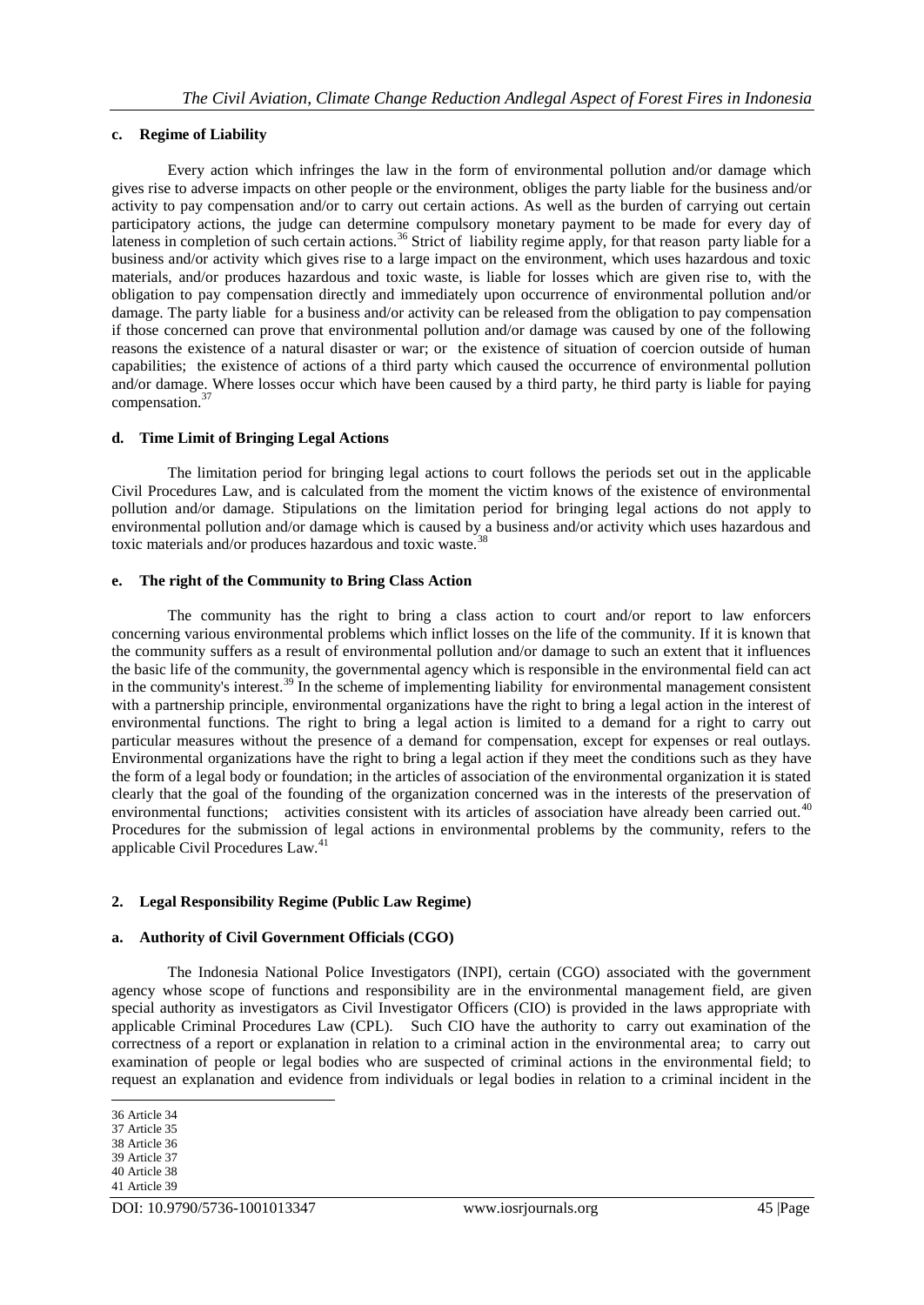#### c. Regime of Liability

Every action which infringes the law in the form of environmental pollution and/or damage which gives rise to adverse impacts on other people or the environment, obliges the party liable for the business and/or activity to pay compensation and/or to carry out certain actions. As well as the burden of carrying out certain participatory actions, the judge can determine compulsory monetary payment to be made for every day of lateness in completion of such certain actions.[36] Strict of liability regime apply, for that reason party liable for a business and/or activity which gives rise to a large impact on the environment, which uses hazardous and toxic materials, and/or produces hazardous and toxic waste, is liable for losses which are given rise to, with the obligation to pay compensation directly and immediately upon occurrence of environmental pollution and/or damage. The party liable for a business and/or activity can be released from the obligation to pay compensation if those concerned can prove that environmental pollution and/or damage was caused by one of the following reasons the existence of a natural disaster or war; or the existence of situation of coercion outside of human capabilities; the existence of actions of a third party which caused the occurrence of environmental pollution and/or damage. Where losses occur which have been caused by a third party, he third party is liable for paying compensation.[37]

#### d. Time Limit of Bringing Legal Actions

The limitation period for bringing legal actions to court follows the periods set out in the applicable Civil Procedures Law, and is calculated from the moment the victim knows of the existence of environmental pollution and/or damage. Stipulations on the limitation period for bringing legal actions do not apply to environmental pollution and/or damage which is caused by a business and/or activity which uses hazardous and toxic materials and/or produces hazardous and toxic waste.[38]

#### e. The right of the Community to Bring Class Action

The community has the right to bring a class action to court and/or report to law enforcers concerning various environmental problems which inflict losses on the life of the community. If it is known that the community suffers as a result of environmental pollution and/or damage to such an extent that it influences the basic life of the community, the governmental agency which is responsible in the environmental field can act in the community's interest.[39] In the scheme of implementing liability for environmental management consistent with a partnership principle, environmental organizations have the right to bring a legal action in the interest of environmental functions. The right to bring a legal action is limited to a demand for a right to carry out particular measures without the presence of a demand for compensation, except for expenses or real outlays. Environmental organizations have the right to bring a legal action if they meet the conditions such as they have the form of a legal body or foundation; in the articles of association of the environmental organization it is stated clearly that the goal of the founding of the organization concerned was in the interests of the preservation of environmental functions; activities consistent with its articles of association have already been carried out.[40] Procedures for the submission of legal actions in environmental problems by the community, refers to the applicable Civil Procedures Law.[41]

### 2. Legal Responsibility Regime (Public Law Regime)

#### a. Authority of Civil Government Officials (CGO)

The Indonesia National Police Investigators (INPI), certain (CGO) associated with the government agency whose scope of functions and responsibility are in the environmental management field, are given special authority as investigators as Civil Investigator Officers (CIO) is provided in the laws appropriate with applicable Criminal Procedures Law (CPL). Such CIO have the authority to carry out examination of the correctness of a report or explanation in relation to a criminal action in the environmental area; to carry out examination of people or legal bodies who are suspected of criminal actions in the environmental field; to request an explanation and evidence from individuals or legal bodies in relation to a criminal incident in the

---

36 Article 34
37 Article 35
38 Article 36
39 Article 37
40 Article 38
41 Article 39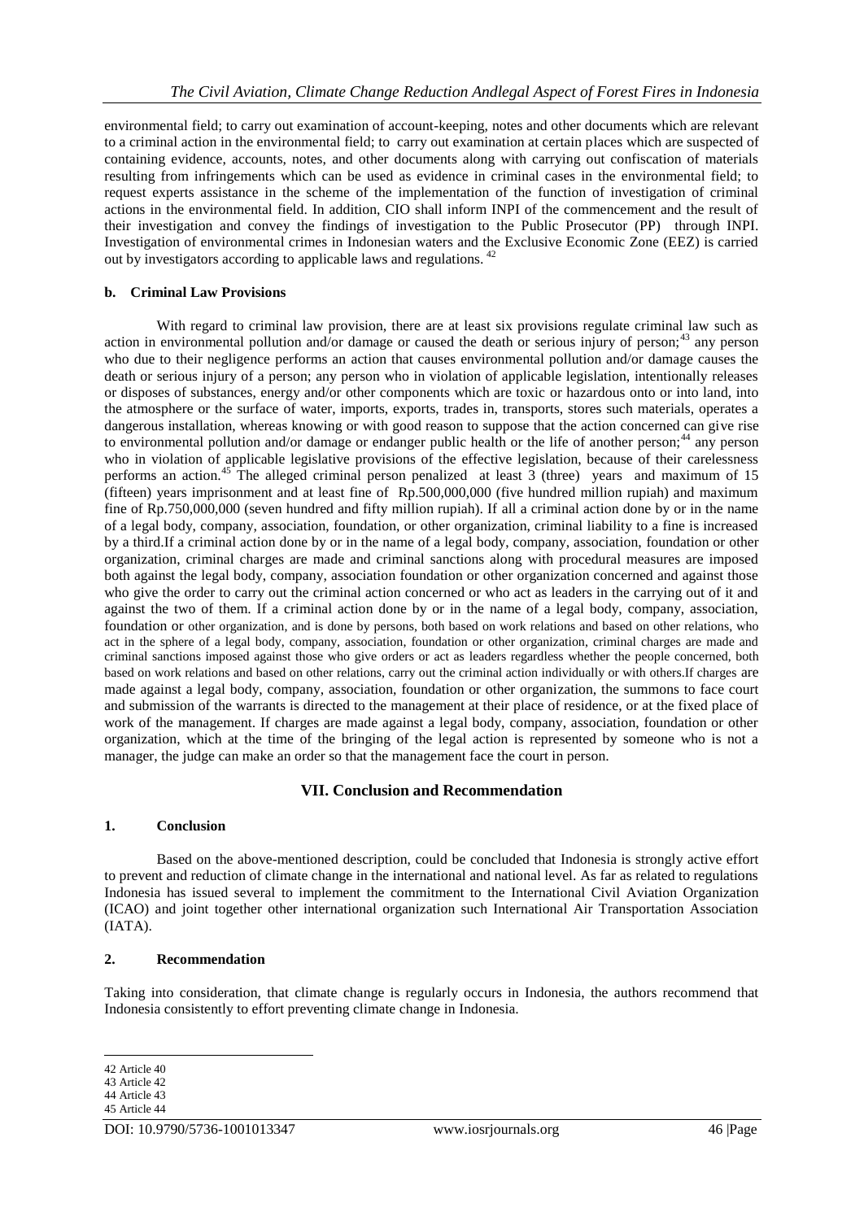environmental field; to carry out examination of account-keeping, notes and other documents which are relevant to a criminal action in the environmental field; to carry out examination at certain places which are suspected of containing evidence, accounts, notes, and other documents along with carrying out confiscation of materials resulting from infringements which can be used as evidence in criminal cases in the environmental field; to request experts assistance in the scheme of the implementation of the function of investigation of criminal actions in the environmental field. In addition, CIO shall inform INPI of the commencement and the result of their investigation and convey the findings of investigation to the Public Prosecutor (PP) through INPI. Investigation of environmental crimes in Indonesian waters and the Exclusive Economic Zone (EEZ) is carried out by investigators according to applicable laws and regulations. [42]

**b. Criminal Law Provisions**

With regard to criminal law provision, there are at least six provisions regulate criminal law such as action in environmental pollution and/or damage or caused the death or serious injury of person;[43] any person who due to their negligence performs an action that causes environmental pollution and/or damage causes the death or serious injury of a person; any person who in violation of applicable legislation, intentionally releases or disposes of substances, energy and/or other components which are toxic or hazardous onto or into land, into the atmosphere or the surface of water, imports, exports, trades in, transports, stores such materials, operates a dangerous installation, whereas knowing or with good reason to suppose that the action concerned can give rise to environmental pollution and/or damage or endanger public health or the life of another person;[44] any person who in violation of applicable legislative provisions of the effective legislation, because of their carelessness performs an action.[45] The alleged criminal person penalized at least 3 (three) years and maximum of 15 (fifteen) years imprisonment and at least fine of Rp.500,000,000 (five hundred million rupiah) and maximum fine of Rp.750,000,000 (seven hundred and fifty million rupiah). If all a criminal action done by or in the name of a legal body, company, association, foundation, or other organization, criminal liability to a fine is increased by a third.If a criminal action done by or in the name of a legal body, company, association, foundation or other organization, criminal charges are made and criminal sanctions along with procedural measures are imposed both against the legal body, company, association foundation or other organization concerned and against those who give the order to carry out the criminal action concerned or who act as leaders in the carrying out of it and against the two of them. If a criminal action done by or in the name of a legal body, company, association, foundation or other organization, and is done by persons, both based on work relations and based on other relations, who act in the sphere of a legal body, company, association, foundation or other organization, criminal charges are made and criminal sanctions imposed against those who give orders or act as leaders regardless whether the people concerned, both based on work relations and based on other relations, carry out the criminal action individually or with others.If charges are made against a legal body, company, association, foundation or other organization, the summons to face court and submission of the warrants is directed to the management at their place of residence, or at the fixed place of work of the management. If charges are made against a legal body, company, association, foundation or other organization, which at the time of the bringing of the legal action is represented by someone who is not a manager, the judge can make an order so that the management face the court in person.

## VII. Conclusion and Recommendation

### 1. Conclusion

Based on the above-mentioned description, could be concluded that Indonesia is strongly active effort to prevent and reduction of climate change in the international and national level. As far as related to regulations Indonesia has issued several to implement the commitment to the International Civil Aviation Organization (ICAO) and joint together other international organization such International Air Transportation Association (IATA).

### 2. Recommendation

Taking into consideration, that climate change is regularly occurs in Indonesia, the authors recommend that Indonesia consistently to effort preventing climate change in Indonesia.

---

42 Article 40
43 Article 42
44 Article 43
45 Article 44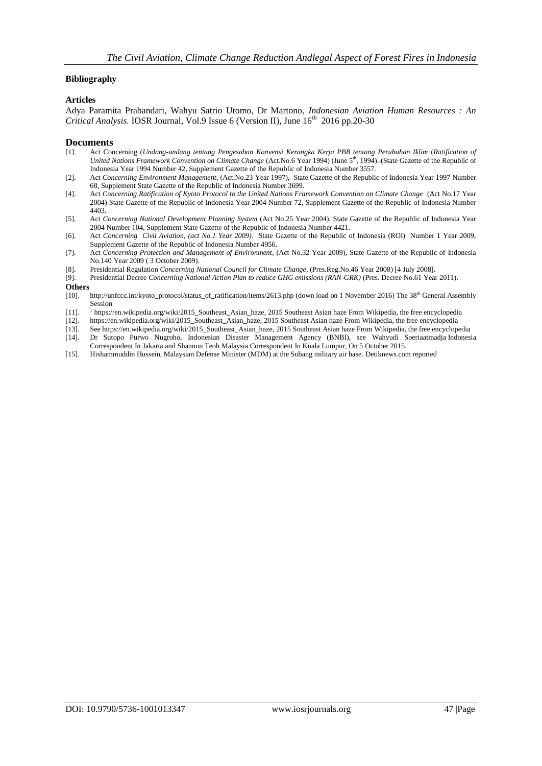## Bibliography

### Articles

Adya Paramita Prabandari, Wahyu Satrio Utomo, Dr Martono, *Indonesian Aviation Human Resources : An Critical Analysis.* IOSR Journal, Vol.9 Issue 6 (Version II), June 16th 2016 pp.20-30

## Documents

[1]. Act Concerning (*Undang-undang tentang Pengesahan Konvensi Kerangka Kerja PBB tentang Perubahan Iklim* (*Ratification of United Nations Framework Convention on Climate Change* (Act.No.6 Year 1994) (June 5th, 1994).-(State Gazette of the Republic of Indonesia Year 1994 Number 42, Supplement Gazette of the Republic of Indonesia Number 3557.

[2]. Act *Concerning Environment Management*, (Act.No.23 Year 1997), State Gazette of the Republic of Indonesia Year 1997 Number 68, Supplement State Gazette of the Republic of Indonesia Number 3699.

[4]. Act *Concerning Ratification of Kyoto Protocol to the United Nations Framework Convention on Climate Change* (Act No.17 Year 2004) State Gazette of the Republic of Indonesia Year 2004 Number 72, Supplement Gazette of the Republic of Indonesia Number 4403.

[5]. Act *Concerning National Development Planning System* (Act No.25 Year 2004), State Gazette of the Republic of Indonesia Year 2004 Number 104, Supplement State Gazette of the Republic of Indonesia Number 4421.

[6]. Act *Concerning Civil Aviation, (act No.1 Year 2009)*. State Gazette of the Republic of Indonesia (ROI) Number 1 Year 2009, Supplement Gazette of the Republic of Indonesia Number 4956.

[7]. Act *Concerning Protection and Management of Environment*, (Act No.32 Year 2009), State Gazette of the Republic of Indonesia No.140 Year 2009 ( 3 October 2009).

[8]. Presidential Regulation *Concerning National Council for Climate Change*, (Pres.Reg.No.46 Year 2008) [4 July 2008].

[9]. Presidential Decree *Concerning National Action Plan to reduce GHG emissions (RAN-GRK)* (Pres. Decree No.61 Year 2011).

### Others

[10]. http://unfccc.int/kyoto_protocol/status_of_ratification/items/2613.php (down load on 1 November 2016) The 38th General Assembly Session

[11]. [1] https://en.wikipedia.org/wiki/2015_Southeast_Asian_haze, 2015 Southeast Asian haze From Wikipedia, the free encyclopedia

[12]. https://en.wikipedia.org/wiki/2015_Southeast_Asian_haze, 2015 Southeast Asian haze From Wikipedia, the free encyclopedia

[13]. See https://en.wikipedia.org/wiki/2015_Southeast_Asian_haze, 2015 Southeast Asian haze From Wikipedia, the free encyclopedia

[14]. Dr Sutopo Purwo Nugroho, Indonesian Disaster Management Agency (BNBI), see Wahyudi Soeriaatmadja Indonesia Correspondent In Jakarta and Shannon Teoh Malaysia Correspondent In Kuala Lumpur, On 5 October 2015.

[15]. Hishammuddin Hussein, Malaysian Defense Minister (MDM) at the Subang military air base. Detiknews.com reported